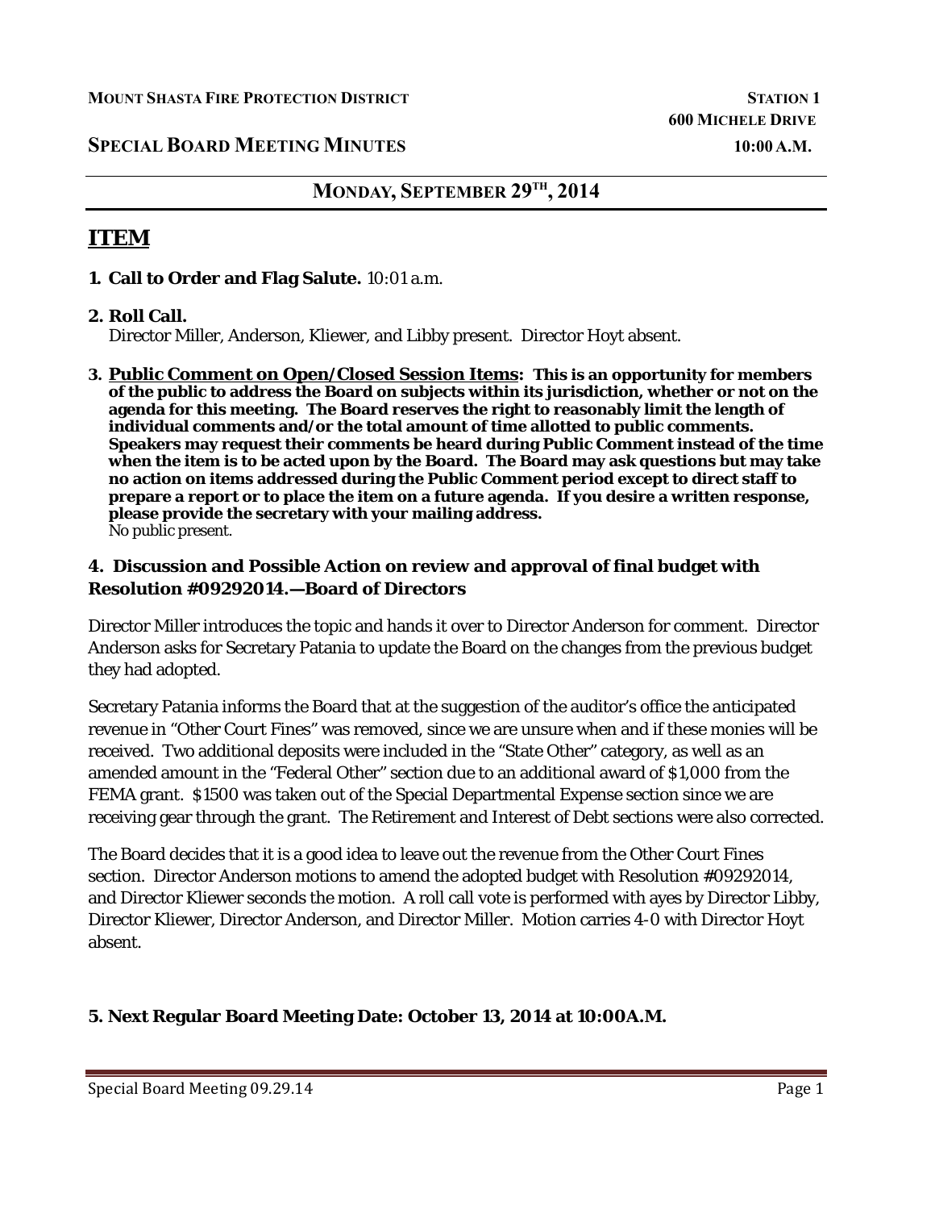**MOUNT SHASTA FIRE PROTECTION DISTRICT** **STATION 1**

**600 MICHELE DRIVE**

**SPECIAL BOARD MEETING MINUTES** **10:00 A.M.**

## MONDAY, SEPTEMBER 29TH, 2014

# ITEM

**1. Call to Order and Flag Salute.** 10:01 a.m.

**2. Roll Call.**
Director Miller, Anderson, Kliewer, and Libby present. Director Hoyt absent.

**3. Public Comment on Open/Closed Session Items: This is an opportunity for members of the public to address the Board on subjects within its jurisdiction, whether or not on the agenda for this meeting. The Board reserves the right to reasonably limit the length of individual comments and/or the total amount of time allotted to public comments. Speakers may request their comments be heard during Public Comment instead of the time when the item is to be acted upon by the Board. The Board may ask questions but may take no action on items addressed during the Public Comment period except to direct staff to prepare a report or to place the item on a future agenda. If you desire a written response, please provide the secretary with your mailing address.**
No public present.

### 4. Discussion and Possible Action on review and approval of final budget with Resolution #09292014.—Board of Directors

Director Miller introduces the topic and hands it over to Director Anderson for comment. Director Anderson asks for Secretary Patania to update the Board on the changes from the previous budget they had adopted.

Secretary Patania informs the Board that at the suggestion of the auditor's office the anticipated revenue in "Other Court Fines" was removed, since we are unsure when and if these monies will be received. Two additional deposits were included in the "State Other" category, as well as an amended amount in the "Federal Other" section due to an additional award of $1,000 from the FEMA grant. $1500 was taken out of the Special Departmental Expense section since we are receiving gear through the grant. The Retirement and Interest of Debt sections were also corrected.

The Board decides that it is a good idea to leave out the revenue from the Other Court Fines section. Director Anderson motions to amend the adopted budget with Resolution #09292014, and Director Kliewer seconds the motion. A roll call vote is performed with ayes by Director Libby, Director Kliewer, Director Anderson, and Director Miller. Motion carries 4-0 with Director Hoyt absent.

### 5. Next Regular Board Meeting Date: October 13, 2014 at 10:00A.M.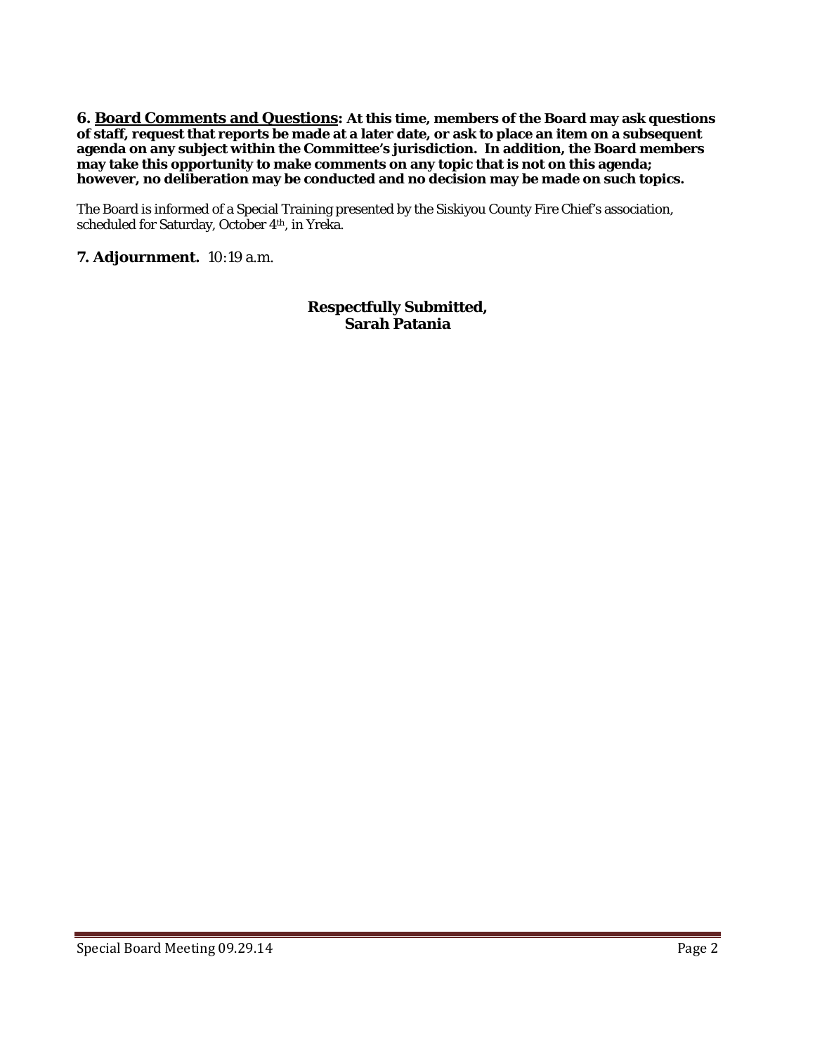**6. <u>Board Comments and Questions</u>: At this time, members of the Board may ask questions of staff, request that reports be made at a later date, or ask to place an item on a subsequent agenda on any subject within the Committee's jurisdiction. In addition, the Board members may take this opportunity to make comments on any topic that is not on this agenda; however, no deliberation may be conducted and no decision may be made on such topics.**

The Board is informed of a Special Training presented by the Siskiyou County Fire Chief's association, scheduled for Saturday, October 4th, in Yreka.

**7. Adjournment.** 10:19 a.m.

**Respectfully Submitted,**
**Sarah Patania**